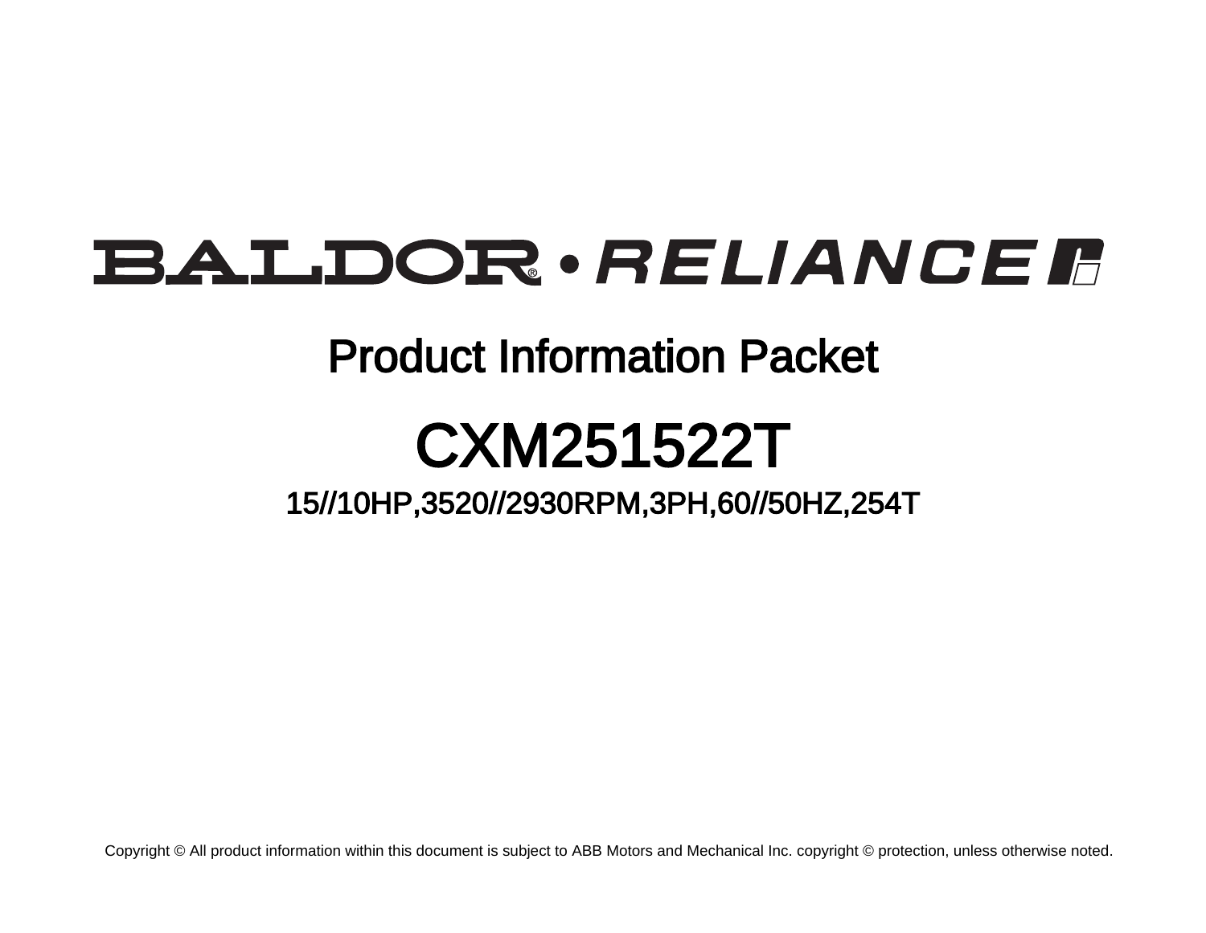# BALDOR • RELIANCE

## Product Information Packet

# CXM251522T

### 15//10HP,3520//2930RPM,3PH,60//50HZ,254T

Copyright © All product information within this document is subject to ABB Motors and Mechanical Inc. copyright © protection, unless otherwise noted.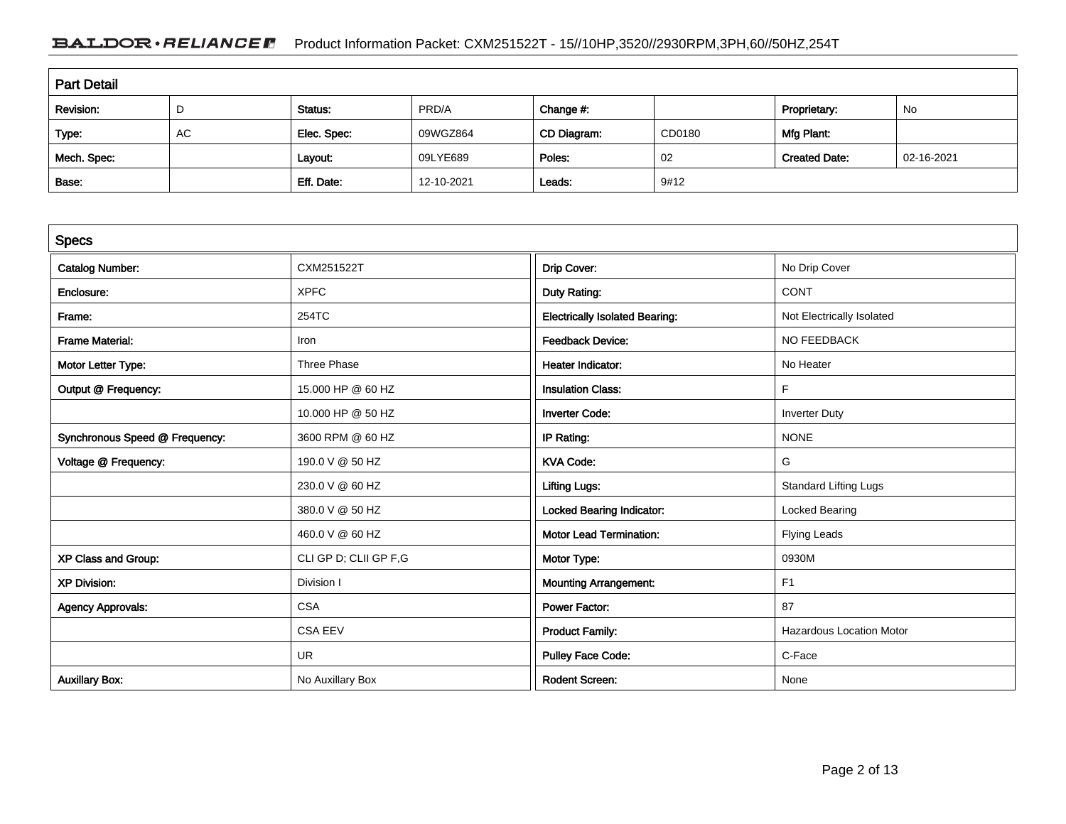## Part Detail

| Revision: | D | Status: | PRD/A | Change #: | | Proprietary: | No |
|---|---|---|---|---|---|---|---|
| Type: | AC | Elec. Spec: | 09WGZ864 | CD Diagram: | CD0180 | Mfg Plant: | |
| Mech. Spec: | | Layout: | 09LYE689 | Poles: | 02 | Created Date: | 02-16-2021 |
| Base: | | Eff. Date: | 12-10-2021 | Leads: | 9#12 | | |

## Specs

| | | | |
|---|---|---|---|
| Catalog Number: | CXM251522T | Drip Cover: | No Drip Cover |
| Enclosure: | XPFC | Duty Rating: | CONT |
| Frame: | 254TC | Electrically Isolated Bearing: | Not Electrically Isolated |
| Frame Material: | Iron | Feedback Device: | NO FEEDBACK |
| Motor Letter Type: | Three Phase | Heater Indicator: | No Heater |
| Output @ Frequency: | 15.000 HP @ 60 HZ | Insulation Class: | F |
| | 10.000 HP @ 50 HZ | Inverter Code: | Inverter Duty |
| Synchronous Speed @ Frequency: | 3600 RPM @ 60 HZ | IP Rating: | NONE |
| Voltage @ Frequency: | 190.0 V @ 50 HZ | KVA Code: | G |
| | 230.0 V @ 60 HZ | Lifting Lugs: | Standard Lifting Lugs |
| | 380.0 V @ 50 HZ | Locked Bearing Indicator: | Locked Bearing |
| | 460.0 V @ 60 HZ | Motor Lead Termination: | Flying Leads |
| XP Class and Group: | CLI GP D; CLII GP F,G | Motor Type: | 0930M |
| XP Division: | Division I | Mounting Arrangement: | F1 |
| Agency Approvals: | CSA | Power Factor: | 87 |
| | CSA EEV | Product Family: | Hazardous Location Motor |
| | UR | Pulley Face Code: | C-Face |
| Auxillary Box: | No Auxillary Box | Rodent Screen: | None |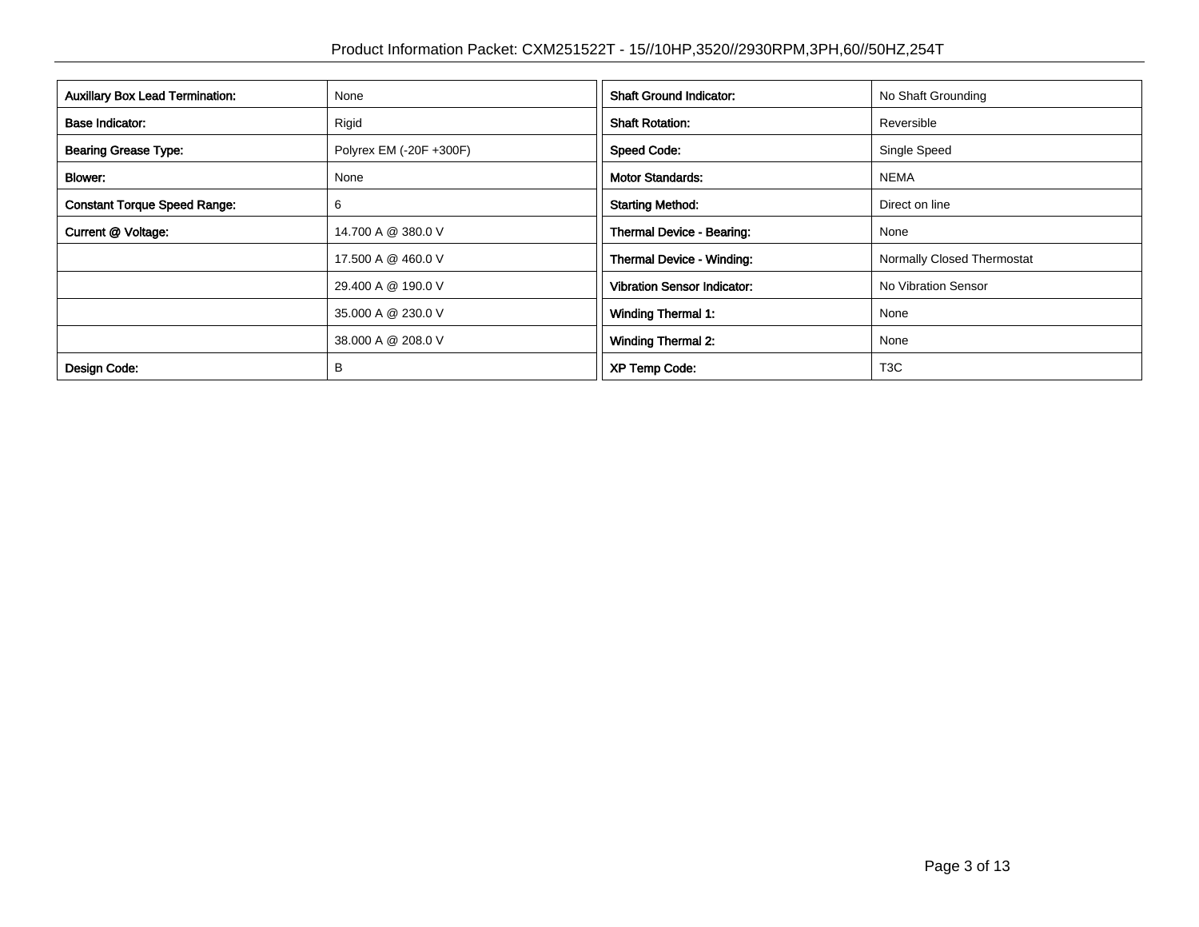| Auxillary Box Lead Termination: | None | Shaft Ground Indicator: | No Shaft Grounding |
|---|---|---|---|
| Base Indicator: | Rigid | Shaft Rotation: | Reversible |
| Bearing Grease Type: | Polyrex EM (-20F +300F) | Speed Code: | Single Speed |
| Blower: | None | Motor Standards: | NEMA |
| Constant Torque Speed Range: | 6 | Starting Method: | Direct on line |
| Current @ Voltage: | 14.700 A @ 380.0 V | Thermal Device - Bearing: | None |
| | 17.500 A @ 460.0 V | Thermal Device - Winding: | Normally Closed Thermostat |
| | 29.400 A @ 190.0 V | Vibration Sensor Indicator: | No Vibration Sensor |
| | 35.000 A @ 230.0 V | Winding Thermal 1: | None |
| | 38.000 A @ 208.0 V | Winding Thermal 2: | None |
| Design Code: | B | XP Temp Code: | T3C |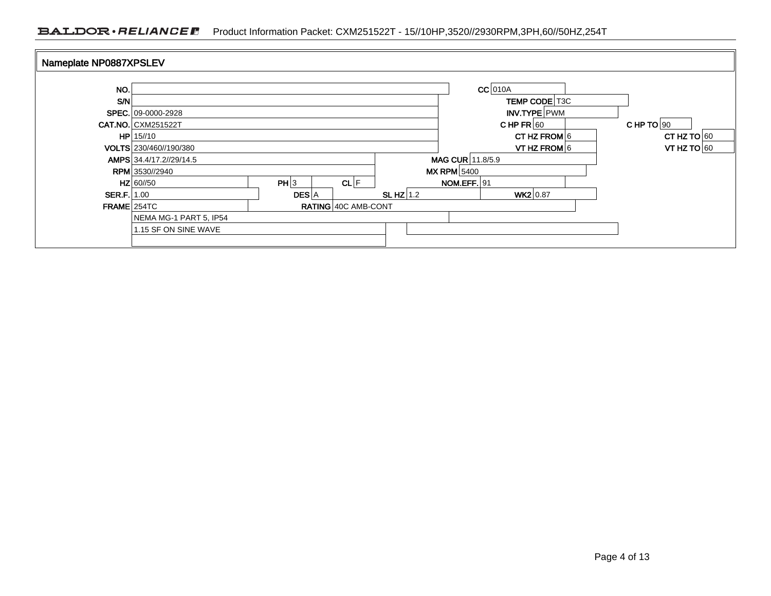## Nameplate NP0887XPSLEV

| Field | Value | Field | Value | Field | Value | Field | Value |
|---|---|---|---|---|---|---|---|
| NO. | | CC | 010A | | | | |
| S/N | | TEMP CODE | T3C | | | | |
| SPEC. | 09-0000-2928 | INV.TYPE | PWM | | | | |
| CAT.NO. | CXM251522T | C HP FR | 60 | C HP TO | 90 | | |
| HP | 15//10 | CT HZ FROM | 6 | CT HZ TO | 60 | | |
| VOLTS | 230/460//190/380 | VT HZ FROM | 6 | VT HZ TO | 60 | | |
| AMPS | 34.4/17.2//29/14.5 | MAG CUR | 11.8/5.9 | | | | |
| RPM | 3530//2940 | MX RPM | 5400 | | | | |
| HZ | 60//50 | PH | 3 | CL | F | NOM.EFF. | 91 |
| SER.F. | 1.00 | DES | A | SL HZ | 1.2 | WK2 | 0.87 |
| FRAME | 254TC | RATING | 40C AMB-CONT | | | | |
| | NEMA MG-1 PART 5, IP54 | | | | | | |
| | 1.15 SF ON SINE WAVE | | | | | | |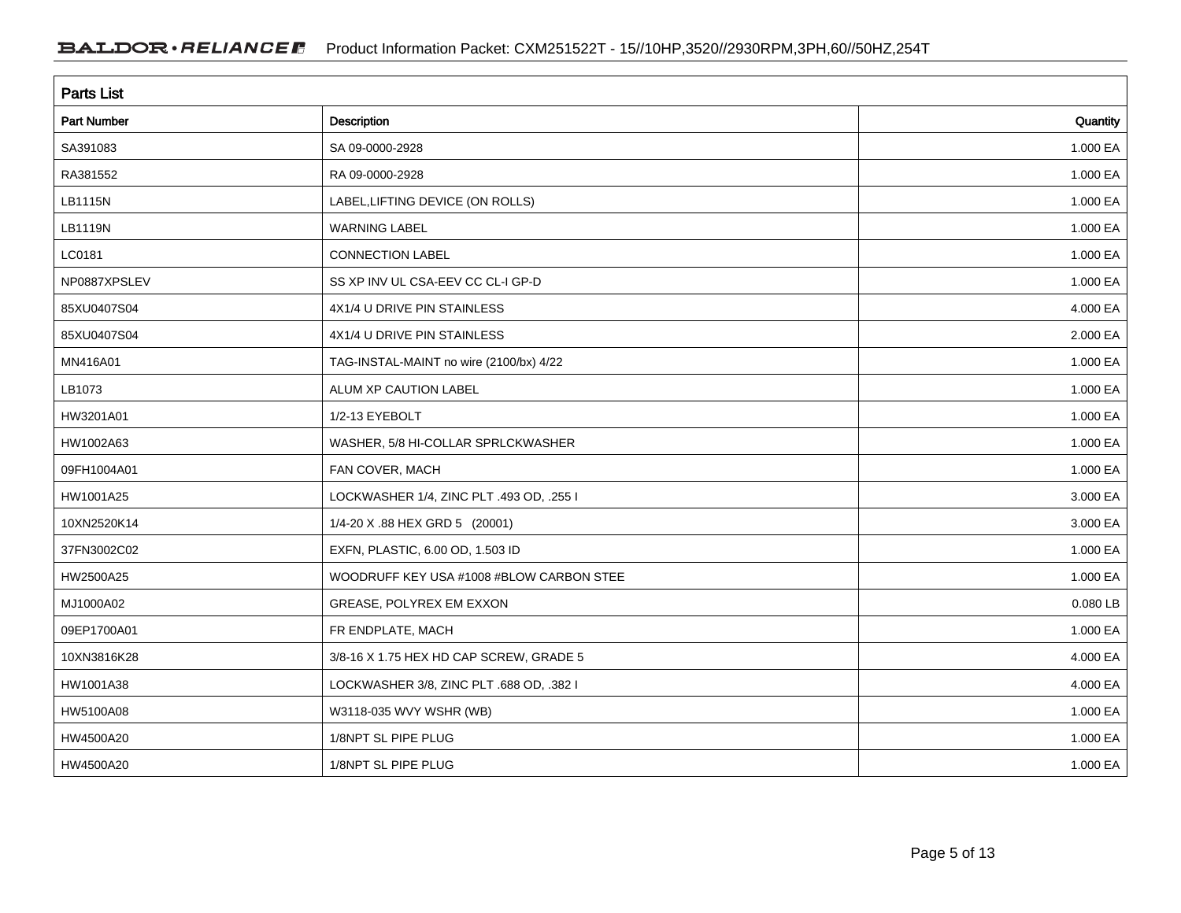## Parts List

| Part Number | Description | Quantity |
| --- | --- | --- |
| SA391083 | SA 09-0000-2928 | 1.000 EA |
| RA381552 | RA 09-0000-2928 | 1.000 EA |
| LB1115N | LABEL,LIFTING DEVICE (ON ROLLS) | 1.000 EA |
| LB1119N | WARNING LABEL | 1.000 EA |
| LC0181 | CONNECTION LABEL | 1.000 EA |
| NP0887XPSLEV | SS XP INV UL CSA-EEV CC CL-I GP-D | 1.000 EA |
| 85XU0407S04 | 4X1/4 U DRIVE PIN STAINLESS | 4.000 EA |
| 85XU0407S04 | 4X1/4 U DRIVE PIN STAINLESS | 2.000 EA |
| MN416A01 | TAG-INSTAL-MAINT no wire (2100/bx) 4/22 | 1.000 EA |
| LB1073 | ALUM XP CAUTION LABEL | 1.000 EA |
| HW3201A01 | 1/2-13 EYEBOLT | 1.000 EA |
| HW1002A63 | WASHER, 5/8 HI-COLLAR SPRLCKWASHER | 1.000 EA |
| 09FH1004A01 | FAN COVER, MACH | 1.000 EA |
| HW1001A25 | LOCKWASHER 1/4, ZINC PLT .493 OD, .255 I | 3.000 EA |
| 10XN2520K14 | 1/4-20 X .88 HEX GRD 5 (20001) | 3.000 EA |
| 37FN3002C02 | EXFN, PLASTIC, 6.00 OD, 1.503 ID | 1.000 EA |
| HW2500A25 | WOODRUFF KEY USA #1008 #BLOW CARBON STEE | 1.000 EA |
| MJ1000A02 | GREASE, POLYREX EM EXXON | 0.080 LB |
| 09EP1700A01 | FR ENDPLATE, MACH | 1.000 EA |
| 10XN3816K28 | 3/8-16 X 1.75 HEX HD CAP SCREW, GRADE 5 | 4.000 EA |
| HW1001A38 | LOCKWASHER 3/8, ZINC PLT .688 OD, .382 I | 4.000 EA |
| HW5100A08 | W3118-035 WVY WSHR (WB) | 1.000 EA |
| HW4500A20 | 1/8NPT SL PIPE PLUG | 1.000 EA |
| HW4500A20 | 1/8NPT SL PIPE PLUG | 1.000 EA |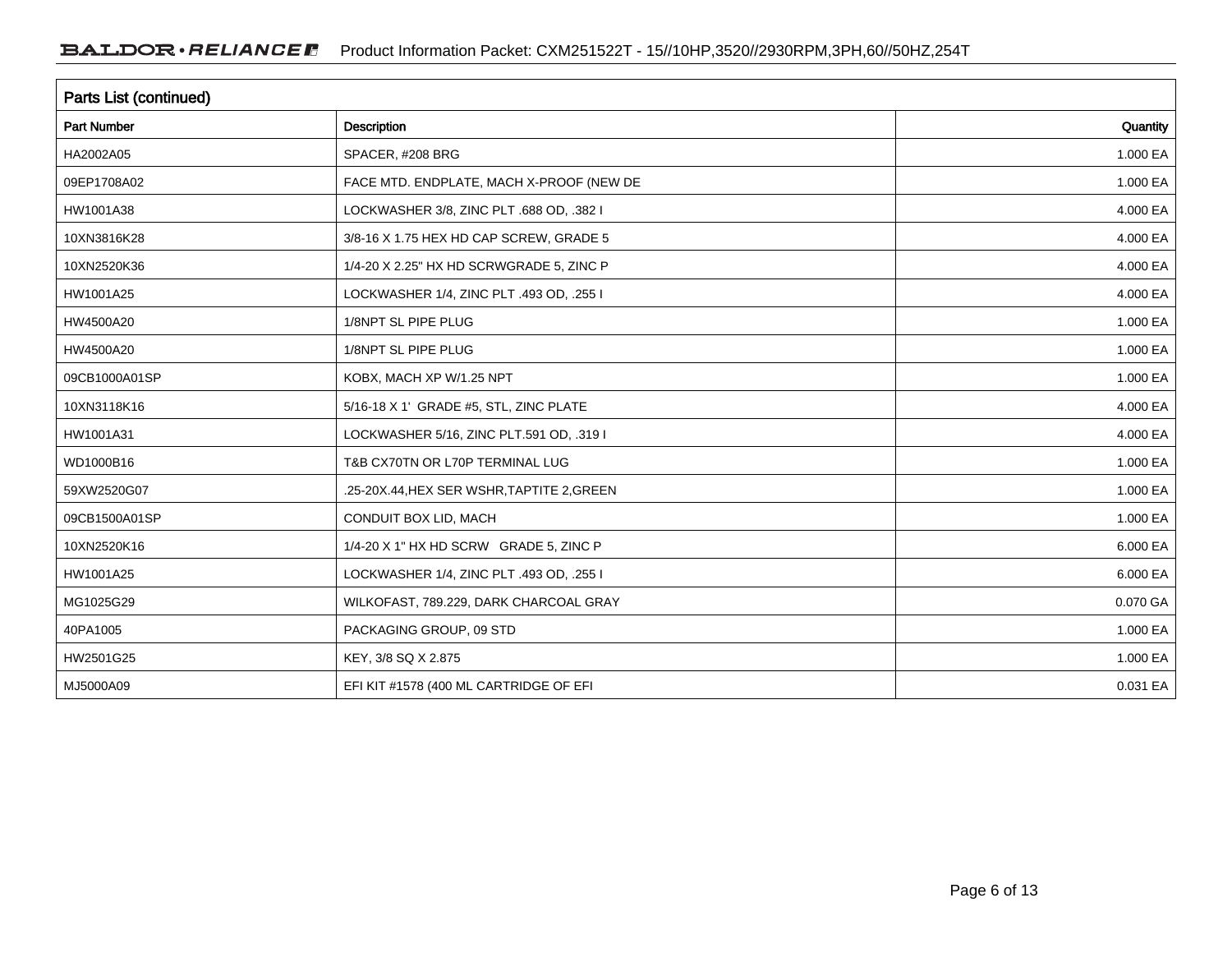## Parts List (continued)

| Part Number | Description | Quantity |
|---|---|---|
| HA2002A05 | SPACER, #208 BRG | 1.000 EA |
| 09EP1708A02 | FACE MTD. ENDPLATE, MACH X-PROOF (NEW DE | 1.000 EA |
| HW1001A38 | LOCKWASHER 3/8, ZINC PLT .688 OD, .382 I | 4.000 EA |
| 10XN3816K28 | 3/8-16 X 1.75 HEX HD CAP SCREW, GRADE 5 | 4.000 EA |
| 10XN2520K36 | 1/4-20 X 2.25" HX HD SCRWGRADE 5, ZINC P | 4.000 EA |
| HW1001A25 | LOCKWASHER 1/4, ZINC PLT .493 OD, .255 I | 4.000 EA |
| HW4500A20 | 1/8NPT SL PIPE PLUG | 1.000 EA |
| HW4500A20 | 1/8NPT SL PIPE PLUG | 1.000 EA |
| 09CB1000A01SP | KOBX, MACH XP W/1.25 NPT | 1.000 EA |
| 10XN3118K16 | 5/16-18 X 1'  GRADE #5, STL, ZINC PLATE | 4.000 EA |
| HW1001A31 | LOCKWASHER 5/16, ZINC PLT.591 OD, .319 I | 4.000 EA |
| WD1000B16 | T&B CX70TN OR L70P TERMINAL LUG | 1.000 EA |
| 59XW2520G07 | .25-20X.44,HEX SER WSHR,TAPTITE 2,GREEN | 1.000 EA |
| 09CB1500A01SP | CONDUIT BOX LID, MACH | 1.000 EA |
| 10XN2520K16 | 1/4-20 X 1" HX HD SCRW   GRADE 5, ZINC P | 6.000 EA |
| HW1001A25 | LOCKWASHER 1/4, ZINC PLT .493 OD, .255 I | 6.000 EA |
| MG1025G29 | WILKOFAST, 789.229, DARK CHARCOAL GRAY | 0.070 GA |
| 40PA1005 | PACKAGING GROUP, 09 STD | 1.000 EA |
| HW2501G25 | KEY, 3/8 SQ X 2.875 | 1.000 EA |
| MJ5000A09 | EFI KIT #1578 (400 ML CARTRIDGE OF EFI | 0.031 EA |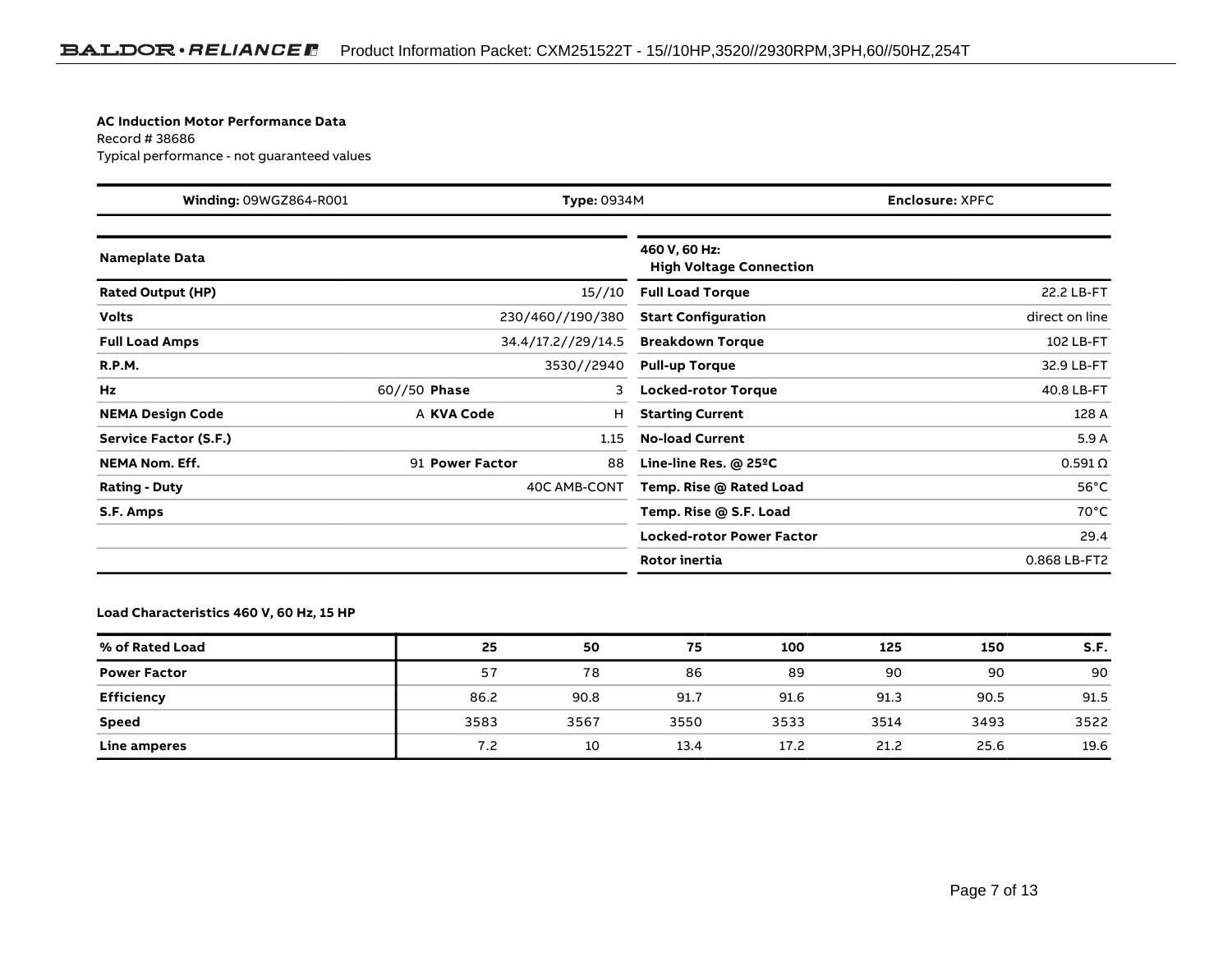**AC Induction Motor Performance Data**
Record # 38686
Typical performance - not guaranteed values

| **Winding:** 09WGZ864-R001 | **Type:** 0934M | **Enclosure:** XPFC |
|---|---|---|

| **Nameplate Data** | | | | **460 V, 60 Hz: High Voltage Connection** | |
|---|---|---|---|---|---|
| **Rated Output (HP)** | | | 15//10 | **Full Load Torque** | 22.2 LB-FT |
| **Volts** | | | 230/460//190/380 | **Start Configuration** | direct on line |
| **Full Load Amps** | | | 34.4/17.2//29/14.5 | **Breakdown Torque** | 102 LB-FT |
| **R.P.M.** | | | 3530//2940 | **Pull-up Torque** | 32.9 LB-FT |
| **Hz** | 60//50 | **Phase** | 3 | **Locked-rotor Torque** | 40.8 LB-FT |
| **NEMA Design Code** | A | **KVA Code** | H | **Starting Current** | 128 A |
| **Service Factor (S.F.)** | | | 1.15 | **No-load Current** | 5.9 A |
| **NEMA Nom. Eff.** | 91 | **Power Factor** | 88 | **Line-line Res. @ 25ºC** | 0.591 Ω |
| **Rating - Duty** | | | 40C AMB-CONT | **Temp. Rise @ Rated Load** | 56°C |
| **S.F. Amps** | | | | **Temp. Rise @ S.F. Load** | 70°C |
| | | | | **Locked-rotor Power Factor** | 29.4 |
| | | | | **Rotor inertia** | 0.868 LB-FT2 |

**Load Characteristics 460 V, 60 Hz, 15 HP**

| % of Rated Load | 25 | 50 | 75 | 100 | 125 | 150 | S.F. |
|---|---|---|---|---|---|---|---|
| **Power Factor** | 57 | 78 | 86 | 89 | 90 | 90 | 90 |
| **Efficiency** | 86.2 | 90.8 | 91.7 | 91.6 | 91.3 | 90.5 | 91.5 |
| **Speed** | 3583 | 3567 | 3550 | 3533 | 3514 | 3493 | 3522 |
| **Line amperes** | 7.2 | 10 | 13.4 | 17.2 | 21.2 | 25.6 | 19.6 |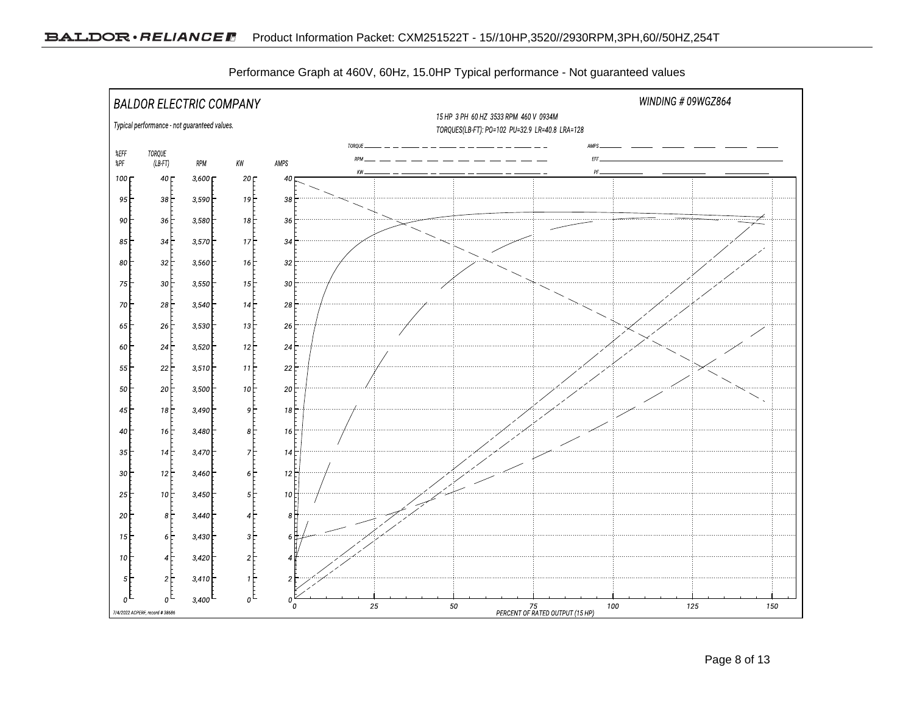Performance Graph at 460V, 60Hz, 15.0HP Typical performance - Not guaranteed values

BALDOR ELECTRIC COMPANY

WINDING # 09WGZ864

Typical performance - not guaranteed values.

15 HP 3 PH 60 HZ 3533 RPM 460 V 0934M

TORQUES(LB-FT): PO=102 PU=32.9 LR=40.8 LRA=128

TORQUE, RPM, KW, AMPS, EFF, PF

| %EFF %PF | TORQUE (LB-FT) | RPM | KW | AMPS |
|---|---|---|---|---|
| 100 | 40 | 3,600 | 20 | 40 |
| 95 | 38 | 3,590 | 19 | 38 |
| 90 | 36 | 3,580 | 18 | 36 |
| 85 | 34 | 3,570 | 17 | 34 |
| 80 | 32 | 3,560 | 16 | 32 |
| 75 | 30 | 3,550 | 15 | 30 |
| 70 | 28 | 3,540 | 14 | 28 |
| 65 | 26 | 3,530 | 13 | 26 |
| 60 | 24 | 3,520 | 12 | 24 |
| 55 | 22 | 3,510 | 11 | 22 |
| 50 | 20 | 3,500 | 10 | 20 |
| 45 | 18 | 3,490 | 9 | 18 |
| 40 | 16 | 3,480 | 8 | 16 |
| 35 | 14 | 3,470 | 7 | 14 |
| 30 | 12 | 3,460 | 6 | 12 |
| 25 | 10 | 3,450 | 5 | 10 |
| 20 | 8 | 3,440 | 4 | 8 |
| 15 | 6 | 3,430 | 3 | 6 |
| 10 | 4 | 3,420 | 2 | 4 |
| 5 | 2 | 3,410 | 1 | 2 |
| 0 | 0 | 3,400 | 0 | 0 |

0 25 50 75 100 125 150

PERCENT OF RATED OUTPUT (15 HP)

7/4/2022 ACPERF, record # 38686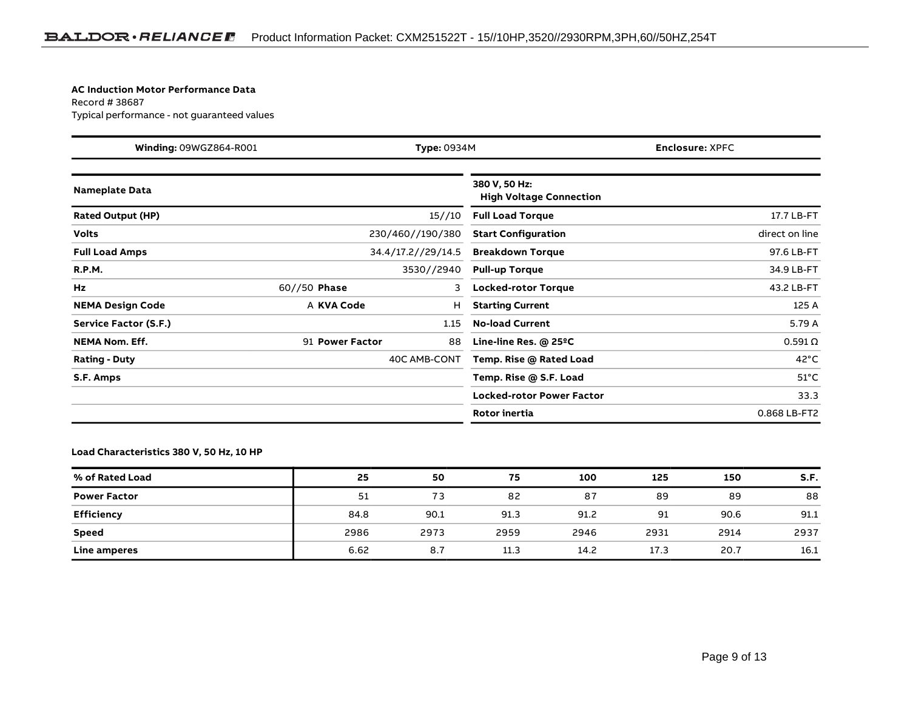**AC Induction Motor Performance Data**

Record # 38687

Typical performance - not guaranteed values

| **Winding:** 09WGZ864-R001 | **Type:** 0934M | **Enclosure:** XPFC |
|---|---|---|

| **Nameplate Data** | | | |
|---|---|---|---|
| **Rated Output (HP)** | | | 15//10 |
| **Volts** | | | 230/460//190/380 |
| **Full Load Amps** | | | 34.4/17.2//29/14.5 |
| **R.P.M.** | | | 3530//2940 |
| **Hz** | 60//50 | **Phase** | 3 |
| **NEMA Design Code** | A | **KVA Code** | H |
| **Service Factor (S.F.)** | | | 1.15 |
| **NEMA Nom. Eff.** | 91 | **Power Factor** | 88 |
| **Rating - Duty** | | | 40C AMB-CONT |
| **S.F. Amps** | | | |

| **380 V, 50 Hz: High Voltage Connection** | |
|---|---|
| **Full Load Torque** | 17.7 LB-FT |
| **Start Configuration** | direct on line |
| **Breakdown Torque** | 97.6 LB-FT |
| **Pull-up Torque** | 34.9 LB-FT |
| **Locked-rotor Torque** | 43.2 LB-FT |
| **Starting Current** | 125 A |
| **No-load Current** | 5.79 A |
| **Line-line Res. @ 25ºC** | 0.591 Ω |
| **Temp. Rise @ Rated Load** | 42°C |
| **Temp. Rise @ S.F. Load** | 51°C |
| **Locked-rotor Power Factor** | 33.3 |
| **Rotor inertia** | 0.868 LB-FT2 |

**Load Characteristics 380 V, 50 Hz, 10 HP**

| % of Rated Load | 25 | 50 | 75 | 100 | 125 | 150 | S.F. |
|---|---|---|---|---|---|---|---|
| **Power Factor** | 51 | 73 | 82 | 87 | 89 | 89 | 88 |
| **Efficiency** | 84.8 | 90.1 | 91.3 | 91.2 | 91 | 90.6 | 91.1 |
| **Speed** | 2986 | 2973 | 2959 | 2946 | 2931 | 2914 | 2937 |
| **Line amperes** | 6.62 | 8.7 | 11.3 | 14.2 | 17.3 | 20.7 | 16.1 |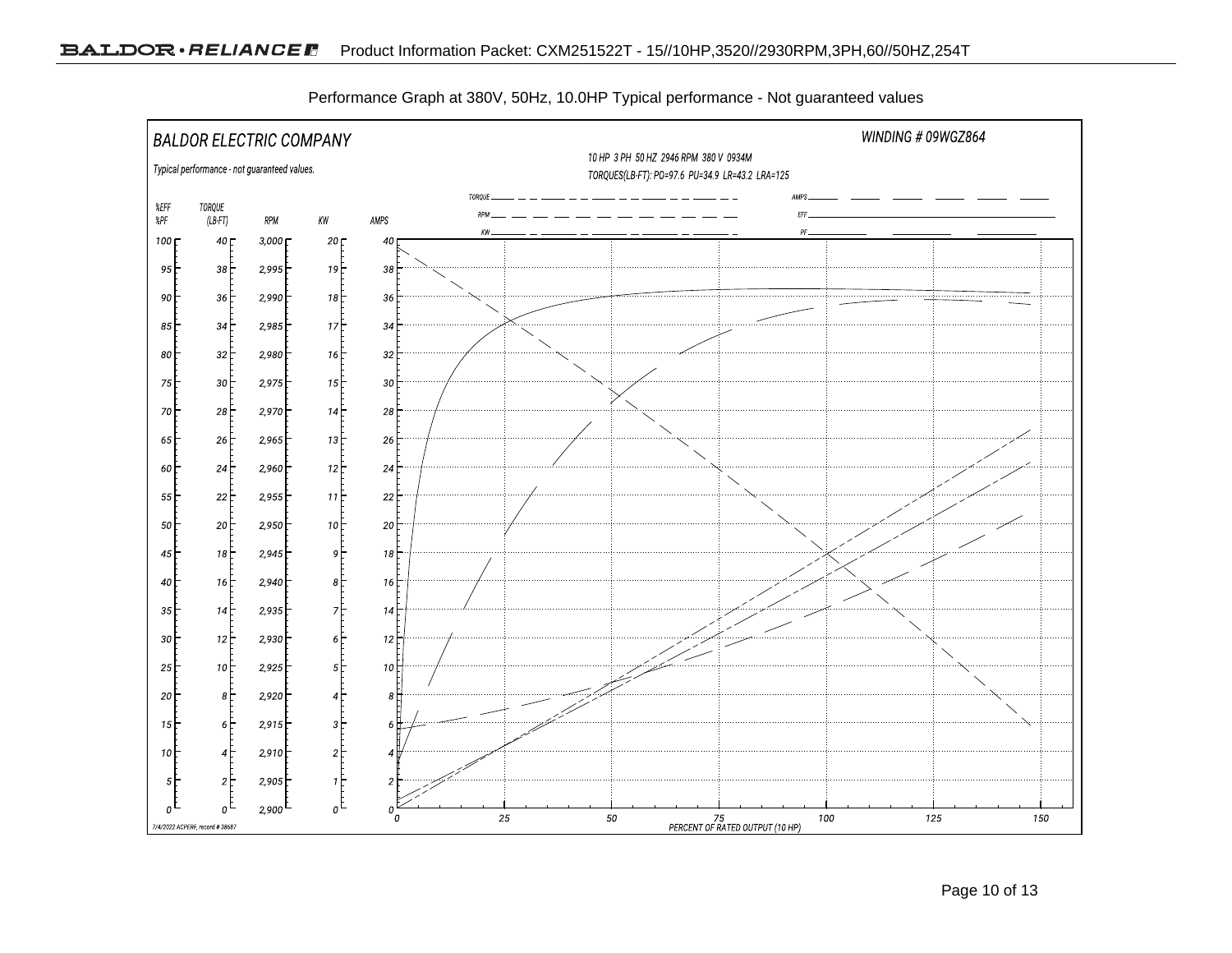Performance Graph at 380V, 50Hz, 10.0HP Typical performance - Not guaranteed values

BALDOR ELECTRIC COMPANY

WINDING # 09WGZ864

Typical performance - not guaranteed values.

10 HP 3 PH 50 HZ 2946 RPM 380 V 0934M

TORQUES(LB-FT): PO=97.6 PU=34.9 LR=43.2 LRA=125

TORQUE, RPM, KW, AMPS, EFF, PF

%EFF %PF | TORQUE (LB-FT) | RPM | KW | AMPS

PERCENT OF RATED OUTPUT (10 HP)

7/4/2022 ACPERF, record # 38687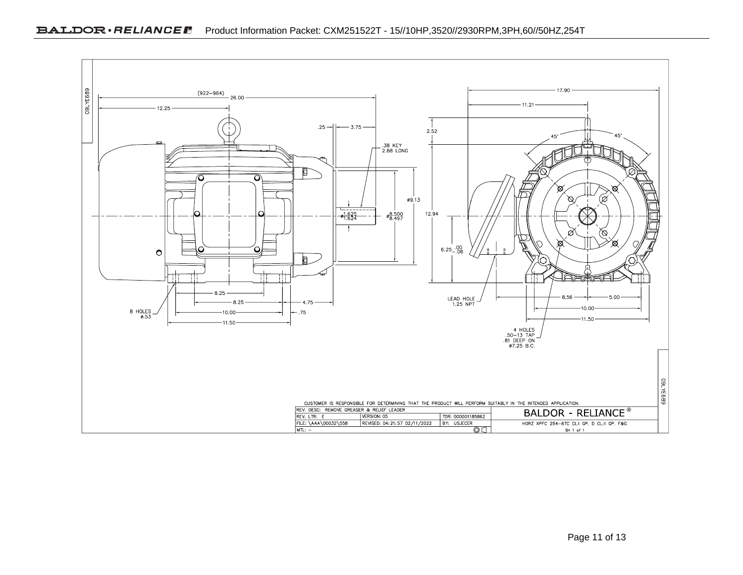(922–964) 26.00

12.25

.25 3.75

.38 KEY
2.88 LONG

ø9.13

ø1.625
1.624

ø8.500
8.497

8.25

8.25

4.75

8 HOLES
ø.53

10.00

.75

11.50

17.90

11.21

2.52

45°

45°

12.94

6.25 .00
-.06

LEAD HOLE
1.25 NPT

8.56

5.00

10.00

11.50

4 HOLES
.50–13 TAP
.81 DEEP ON
ø7.25 B.C.

09LYE689

CUSTOMER IS RESPONSIBLE FOR DETERMINING THAT THE PRODUCT WILL PERFORM SUITABLY IN THE INTENDED APPLICATION.

| REV. DESC: REMOVE GREASER & RELIEF LEADER | | | BALDOR - RELIANCE® |
| --- | --- | --- | --- |
| REV. LTR: E | VERSION: 05 | TDR: 000001185862 | |
| FILE: \AAA\00032\558 | REVISED: 04:21:57 02/11/2022 | BY: USJECER | HORZ XPFC 254–6TC CL.I GP. D CL.II GP. F&G |
| MTL: – | | | SH 1 of 1 |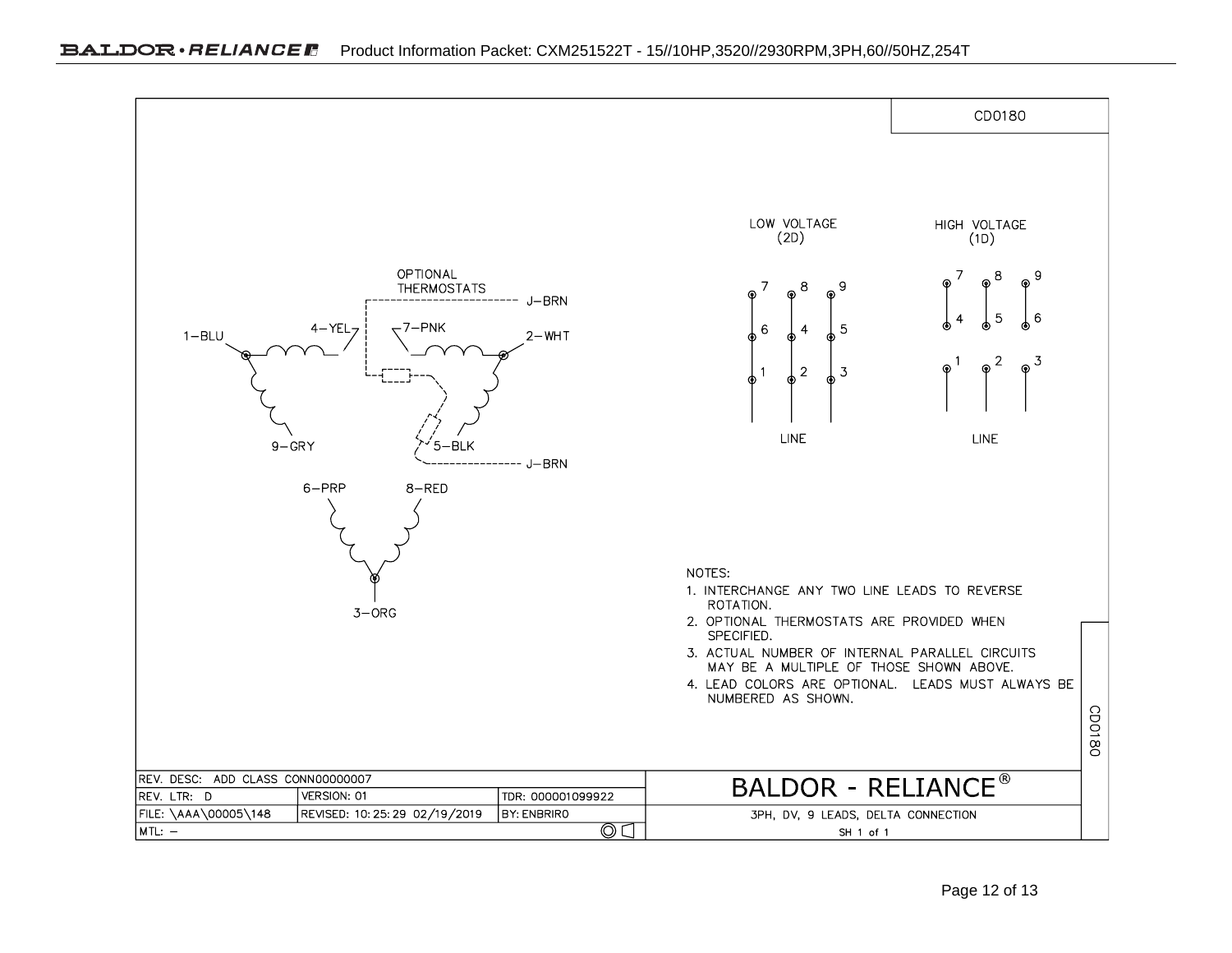CD0180

OPTIONAL THERMOSTATS

J–BRN

1–BLU

4–YEL

7–PNK

2–WHT

9–GRY

5–BLK

J–BRN

6–PRP

8–RED

3–ORG

LOW VOLTAGE (2D)

| 7 | 8 | 9 |
|---|---|---|
| 6 | 4 | 5 |
| 1 | 2 | 3 |

LINE

HIGH VOLTAGE (1D)

| 7 | 8 | 9 |
|---|---|---|
| 4 | 5 | 6 |
| 1 | 2 | 3 |

LINE

NOTES:

1. INTERCHANGE ANY TWO LINE LEADS TO REVERSE ROTATION.
2. OPTIONAL THERMOSTATS ARE PROVIDED WHEN SPECIFIED.
3. ACTUAL NUMBER OF INTERNAL PARALLEL CIRCUITS MAY BE A MULTIPLE OF THOSE SHOWN ABOVE.
4. LEAD COLORS ARE OPTIONAL. LEADS MUST ALWAYS BE NUMBERED AS SHOWN.

| REV. DESC: ADD CLASS CONN00000007 | | | BALDOR - RELIANCE® |
|---|---|---|---|
| REV. LTR: D | VERSION: 01 | TDR: 000001099922 | |
| FILE: \AAA\00005\148 | REVISED: 10:25:29 02/19/2019 | BY: ENBRIRO | 3PH, DV, 9 LEADS, DELTA CONNECTION |
| MTL: – | | | SH 1 of 1 |

CD0180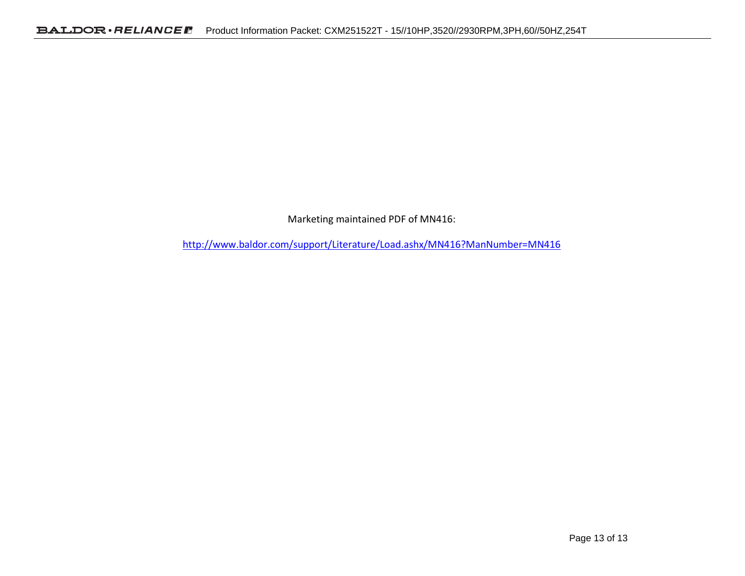Marketing maintained PDF of MN416:

http://www.baldor.com/support/Literature/Load.ashx/MN416?ManNumber=MN416